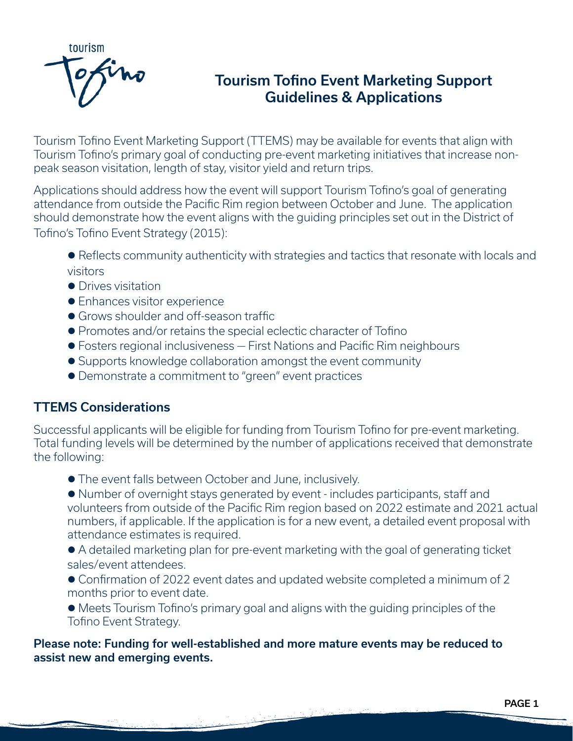# Tourism Tofino Event Marketing Support Guidelines & Applications

Tourism Tofino Event Marketing Support (TTEMS) may be available for events that align with Tourism Tofino's primary goal of conducting pre-event marketing initiatives that increase non-peak season visitation, length of stay, visitor yield and return trips.

Applications should address how the event will support Tourism Tofino's goal of generating attendance from outside the Pacific Rim region between October and June. The application should demonstrate how the event aligns with the guiding principles set out in the District of Tofino's Tofino Event Strategy (2015):

- Reflects community authenticity with strategies and tactics that resonate with locals and visitors
- Drives visitation
- Enhances visitor experience
- Grows shoulder and off-season traffic
- Promotes and/or retains the special eclectic character of Tofino
- Fosters regional inclusiveness – First Nations and Pacific Rim neighbours
- Supports knowledge collaboration amongst the event community
- Demonstrate a commitment to "green" event practices

## TTEMS Considerations

Successful applicants will be eligible for funding from Tourism Tofino for pre-event marketing. Total funding levels will be determined by the number of applications received that demonstrate the following:

- The event falls between October and June, inclusively.
- Number of overnight stays generated by event - includes participants, staff and volunteers from outside of the Pacific Rim region based on 2022 estimate and 2021 actual numbers, if applicable. If the application is for a new event, a detailed event proposal with attendance estimates is required.
- A detailed marketing plan for pre-event marketing with the goal of generating ticket sales/event attendees.
- Confirmation of 2022 event dates and updated website completed a minimum of 2 months prior to event date.
- Meets Tourism Tofino's primary goal and aligns with the guiding principles of the Tofino Event Strategy.

**Please note: Funding for well-established and more mature events may be reduced to assist new and emerging events.**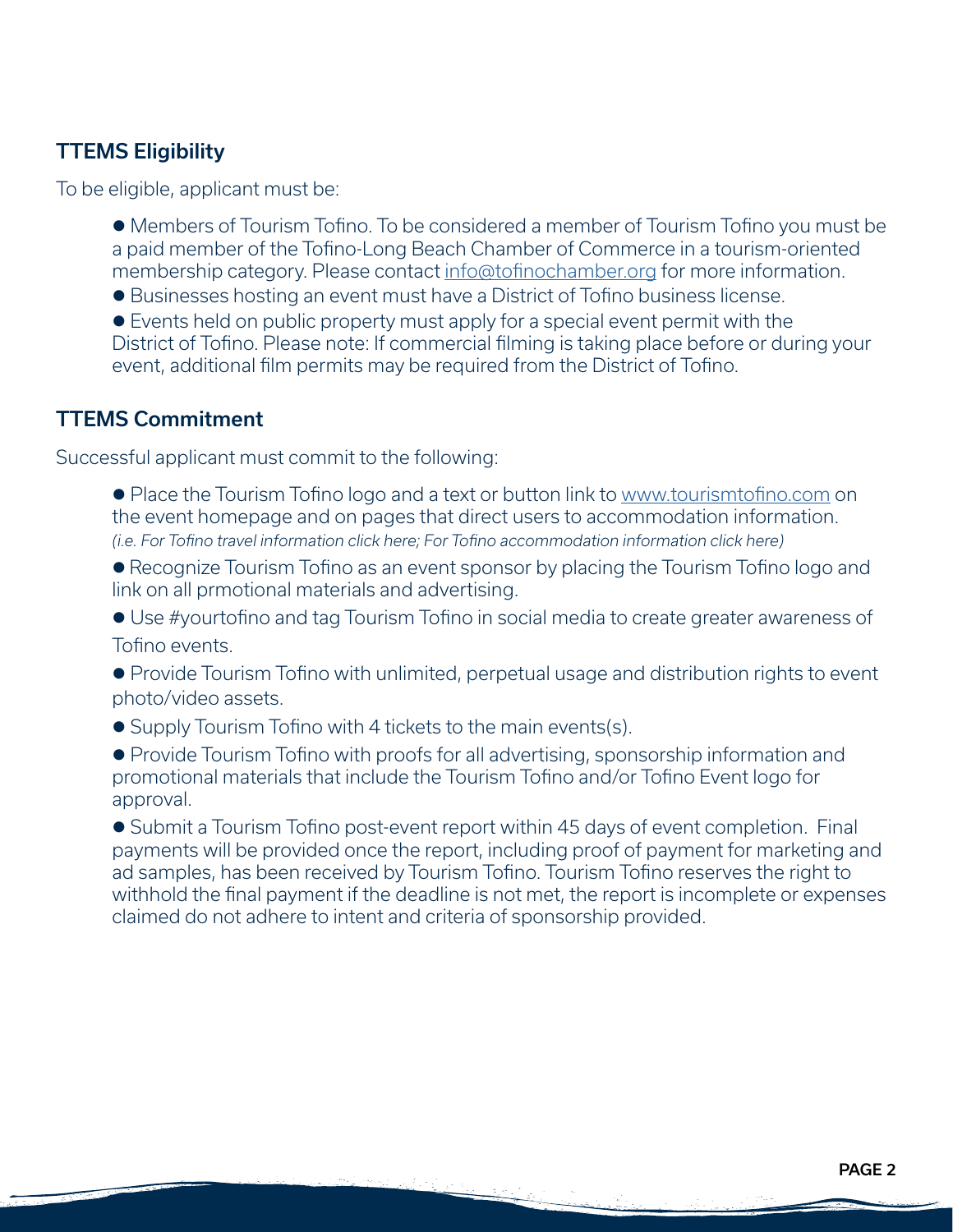## TTEMS Eligibility

To be eligible, applicant must be:

- Members of Tourism Tofino. To be considered a member of Tourism Tofino you must be a paid member of the Tofino-Long Beach Chamber of Commerce in a tourism-oriented membership category. Please contact info@tofinochamber.org for more information.
- Businesses hosting an event must have a District of Tofino business license.
- Events held on public property must apply for a special event permit with the District of Tofino. Please note: If commercial filming is taking place before or during your event, additional film permits may be required from the District of Tofino.

## TTEMS Commitment

Successful applicant must commit to the following:

- Place the Tourism Tofino logo and a text or button link to www.tourismtofino.com on the event homepage and on pages that direct users to accommodation information. *(i.e. For Tofino travel information click here; For Tofino accommodation information click here)*
- Recognize Tourism Tofino as an event sponsor by placing the Tourism Tofino logo and link on all prmotional materials and advertising.
- Use #yourtofino and tag Tourism Tofino in social media to create greater awareness of Tofino events.
- Provide Tourism Tofino with unlimited, perpetual usage and distribution rights to event photo/video assets.
- Supply Tourism Tofino with 4 tickets to the main events(s).
- Provide Tourism Tofino with proofs for all advertising, sponsorship information and promotional materials that include the Tourism Tofino and/or Tofino Event logo for approval.
- Submit a Tourism Tofino post-event report within 45 days of event completion. Final payments will be provided once the report, including proof of payment for marketing and ad samples, has been received by Tourism Tofino. Tourism Tofino reserves the right to withhold the final payment if the deadline is not met, the report is incomplete or expenses claimed do not adhere to intent and criteria of sponsorship provided.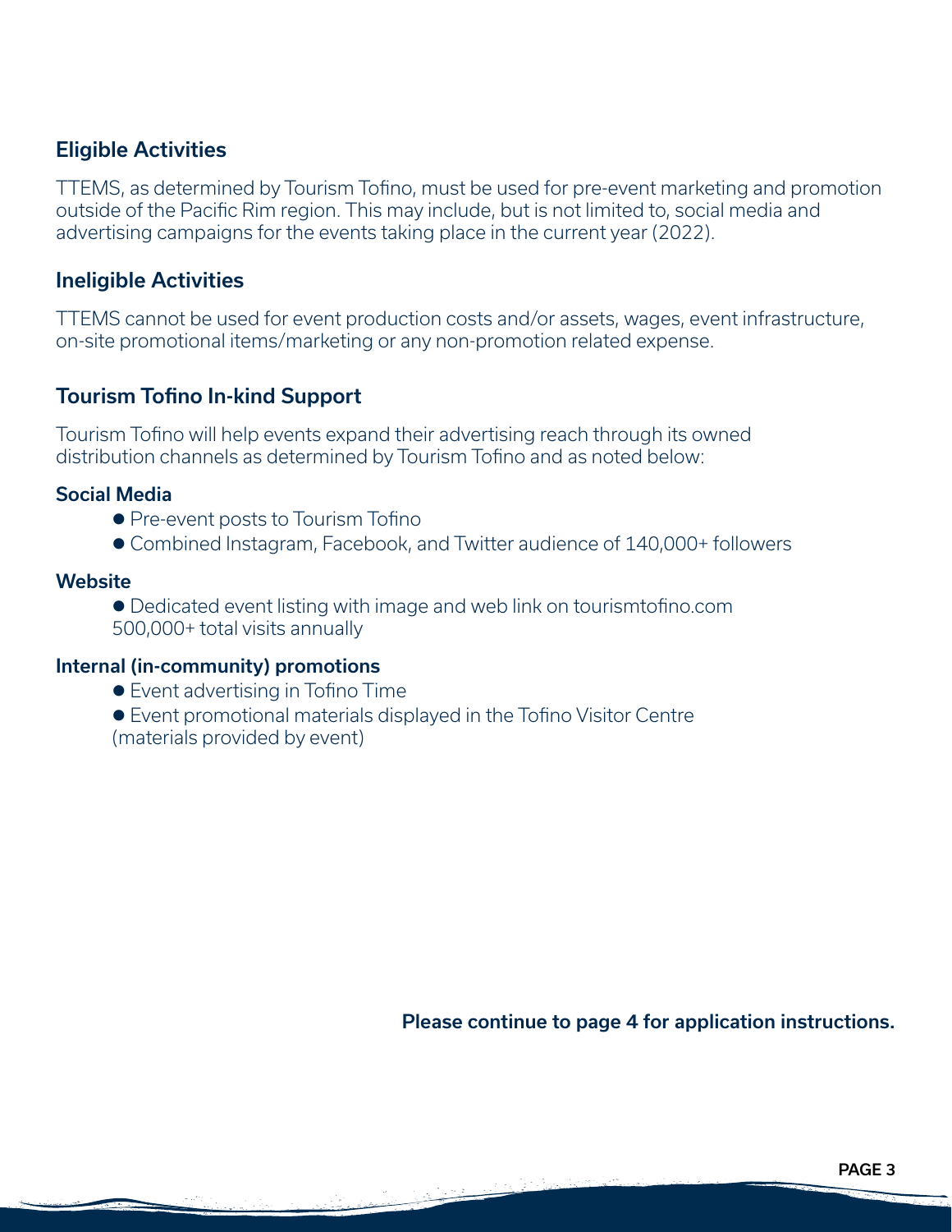## Eligible Activities

TTEMS, as determined by Tourism Tofino, must be used for pre-event marketing and promotion outside of the Pacific Rim region. This may include, but is not limited to, social media and advertising campaigns for the events taking place in the current year (2022).

## Ineligible Activities

TTEMS cannot be used for event production costs and/or assets, wages, event infrastructure, on-site promotional items/marketing or any non-promotion related expense.

## Tourism Tofino In-kind Support

Tourism Tofino will help events expand their advertising reach through its owned distribution channels as determined by Tourism Tofino and as noted below:

### Social Media

- Pre-event posts to Tourism Tofino
- Combined Instagram, Facebook, and Twitter audience of 140,000+ followers

### Website

- Dedicated event listing with image and web link on tourismtofino.com 500,000+ total visits annually

### Internal (in-community) promotions

- Event advertising in Tofino Time
- Event promotional materials displayed in the Tofino Visitor Centre (materials provided by event)

**Please continue to page 4 for application instructions.**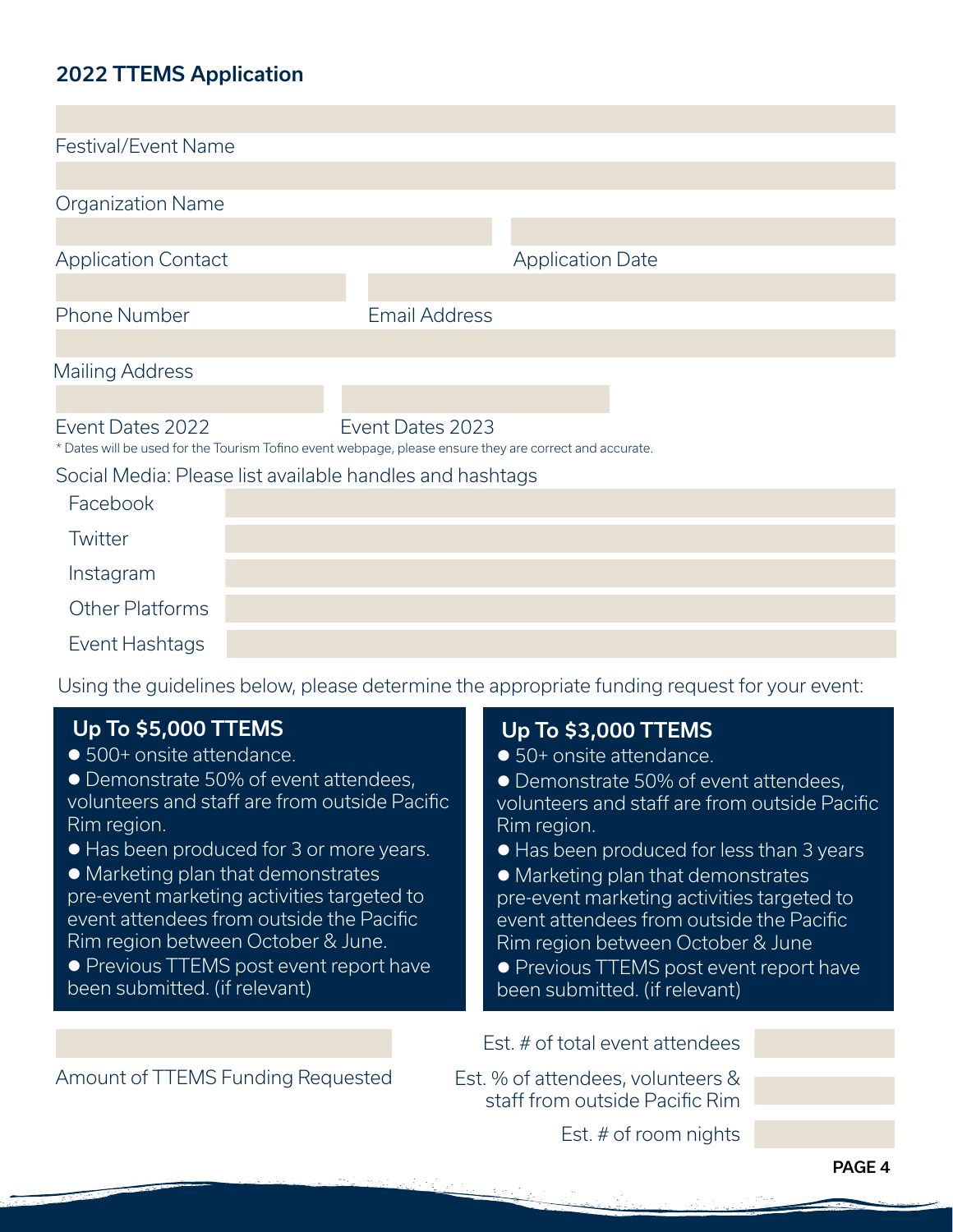## 2022 TTEMS Application

Festival/Event Name

Organization Name

Application Contact

Application Date

Phone Number

Email Address

Mailing Address

Event Dates 2022

Event Dates 2023

* Dates will be used for the Tourism Tofino event webpage, please ensure they are correct and accurate.

Social Media: Please list available handles and hashtags

| | |
|---|---|
| Facebook | |
| Twitter | |
| Instagram | |
| Other Platforms | |
| Event Hashtags | |

Using the guidelines below, please determine the appropriate funding request for your event:

### Up To $5,000 TTEMS

- 500+ onsite attendance.
- Demonstrate 50% of event attendees, volunteers and staff are from outside Pacific Rim region.
- Has been produced for 3 or more years.
- Marketing plan that demonstrates pre-event marketing activities targeted to event attendees from outside the Pacific Rim region between October & June.
- Previous TTEMS post event report have been submitted. (if relevant)

### Up To $3,000 TTEMS

- 50+ onsite attendance.
- Demonstrate 50% of event attendees, volunteers and staff are from outside Pacific Rim region.
- Has been produced for less than 3 years
- Marketing plan that demonstrates pre-event marketing activities targeted to event attendees from outside the Pacific Rim region between October & June
- Previous TTEMS post event report have been submitted. (if relevant)

Amount of TTEMS Funding Requested

Est. # of total event attendees

Est. % of attendees, volunteers & staff from outside Pacific Rim

Est. # of room nights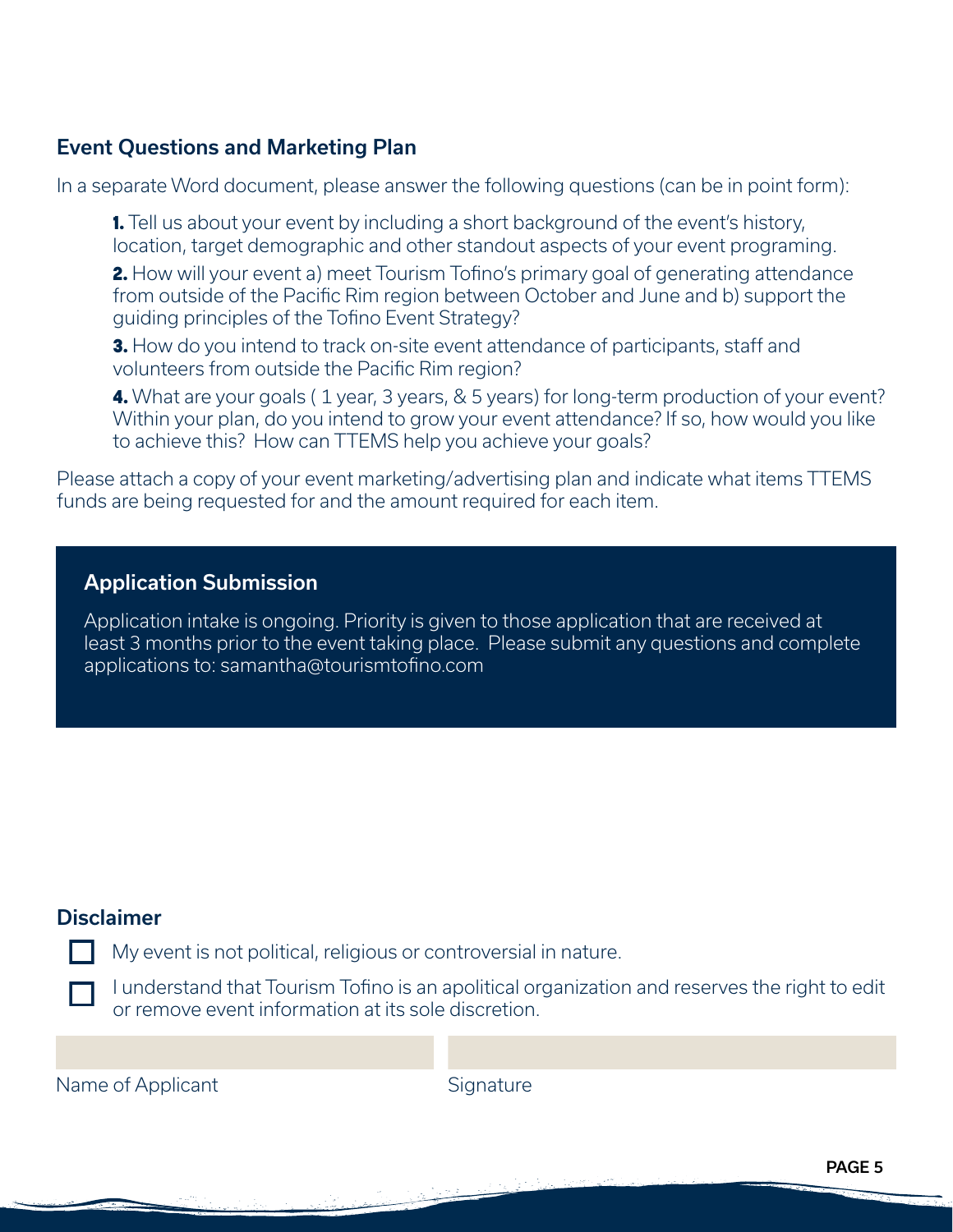## Event Questions and Marketing Plan

In a separate Word document, please answer the following questions (can be in point form):

**1.** Tell us about your event by including a short background of the event's history, location, target demographic and other standout aspects of your event programing.

**2.** How will your event a) meet Tourism Tofino's primary goal of generating attendance from outside of the Pacific Rim region between October and June and b) support the guiding principles of the Tofino Event Strategy?

**3.** How do you intend to track on-site event attendance of participants, staff and volunteers from outside the Pacific Rim region?

**4.** What are your goals ( 1 year, 3 years, & 5 years) for long-term production of your event? Within your plan, do you intend to grow your event attendance? If so, how would you like to achieve this? How can TTEMS help you achieve your goals?

Please attach a copy of your event marketing/advertising plan and indicate what items TTEMS funds are being requested for and the amount required for each item.

## Application Submission

Application intake is ongoing. Priority is given to those application that are received at least 3 months prior to the event taking place. Please submit any questions and complete applications to: samantha@tourismtofino.com

## Disclaimer

- [ ] My event is not political, religious or controversial in nature.
- [ ] I understand that Tourism Tofino is an apolitical organization and reserves the right to edit or remove event information at its sole discretion.

| | |
|---|---|
| | |
| Name of Applicant | Signature |